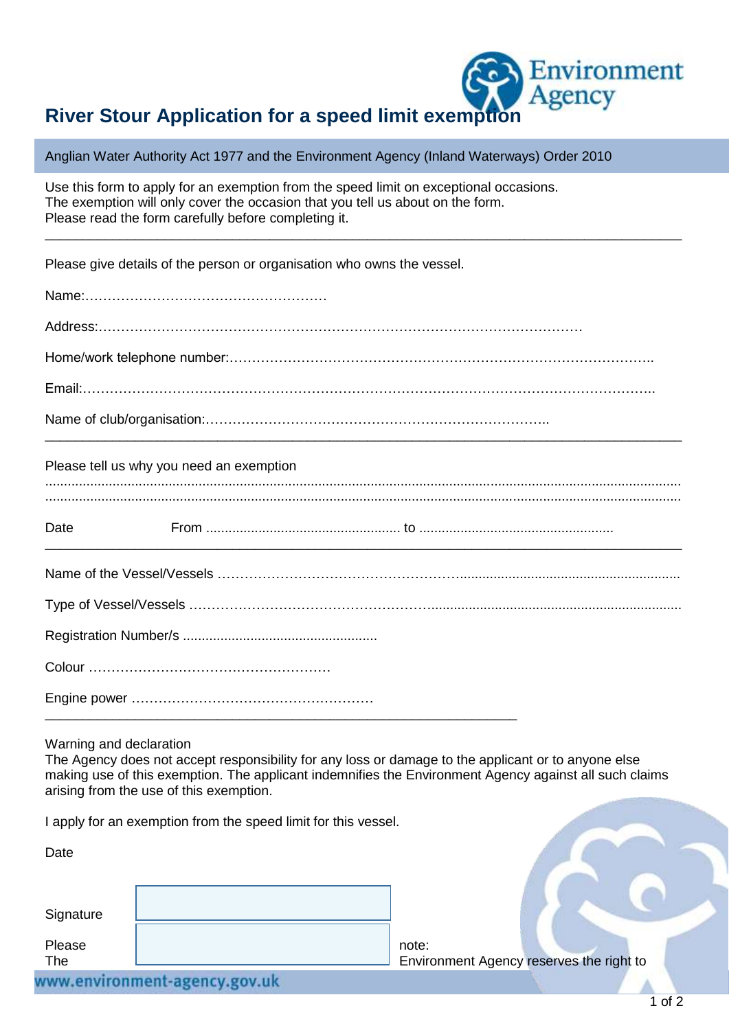# River Stour Application for a speed limit exemption

Anglian Water Authority Act 1977 and the Environment Agency (Inland Waterways) Order 2010

Use this form to apply for an exemption from the speed limit on exceptional occasions.
The exemption will only cover the occasion that you tell us about on the form.
Please read the form carefully before completing it.

---

Please give details of the person or organisation who owns the vessel.

Name:………………………………………………

Address:……………………………………………………………………………………………

Home/work telephone number:………………………………………………………………………………..

Email:…………………………………………………………………………………………………………..

Name of club/organisation:………………………………………………………………………..

---

Please tell us why you need an exemption

..........................................................................................................................................................................

..........................................................................................................................................................................

Date From .................................................... to ....................................................

---

Name of the Vessel/Vessels …………………………………………….........................................................

Type of Vessel/Vessels ……………………………………………..................................................................

Registration Number/s ....................................................

Colour ………………………………………………

Engine power ………………………………………………

---

Warning and declaration
The Agency does not accept responsibility for any loss or damage to the applicant or to anyone else making use of this exemption. The applicant indemnifies the Environment Agency against all such claims arising from the use of this exemption.

I apply for an exemption from the speed limit for this vessel.

Date

Signature

Please note:
The Environment Agency reserves the right to

www.environment-agency.gov.uk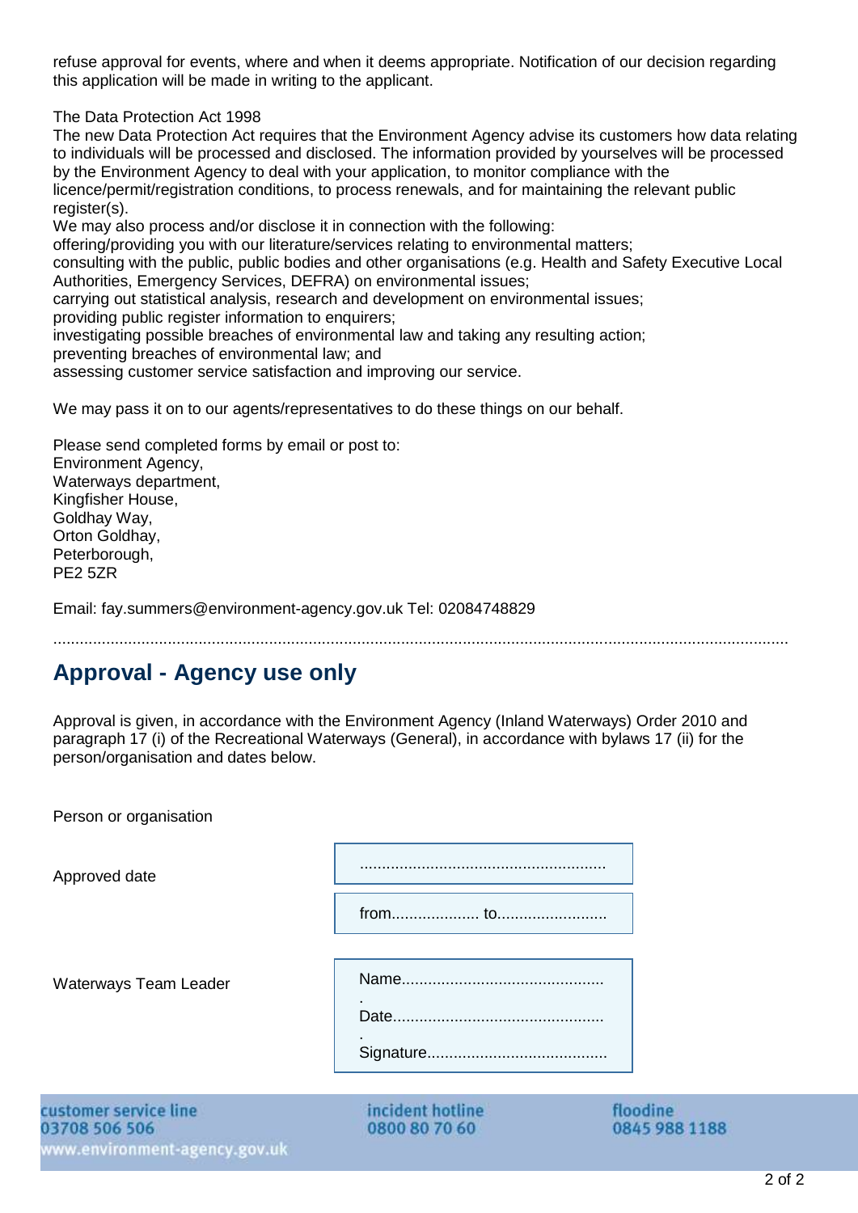refuse approval for events, where and when it deems appropriate. Notification of our decision regarding this application will be made in writing to the applicant.

The Data Protection Act 1998

The new Data Protection Act requires that the Environment Agency advise its customers how data relating to individuals will be processed and disclosed. The information provided by yourselves will be processed by the Environment Agency to deal with your application, to monitor compliance with the licence/permit/registration conditions, to process renewals, and for maintaining the relevant public register(s).

We may also process and/or disclose it in connection with the following:

offering/providing you with our literature/services relating to environmental matters;
consulting with the public, public bodies and other organisations (e.g. Health and Safety Executive Local Authorities, Emergency Services, DEFRA) on environmental issues;
carrying out statistical analysis, research and development on environmental issues;
providing public register information to enquirers;
investigating possible breaches of environmental law and taking any resulting action;
preventing breaches of environmental law; and
assessing customer service satisfaction and improving our service.

We may pass it on to our agents/representatives to do these things on our behalf.

Please send completed forms by email or post to:
Environment Agency,
Waterways department,
Kingfisher House,
Goldhay Way,
Orton Goldhay,
Peterborough,
PE2 5ZR

Email: fay.summers@environment-agency.gov.uk Tel: 02084748829

.......................................................................................................................................................................

## Approval - Agency use only

Approval is given, in accordance with the Environment Agency (Inland Waterways) Order 2010 and paragraph 17 (i) of the Recreational Waterways (General), in accordance with bylaws 17 (ii) for the person/organisation and dates below.

| | |
|---|---|
| Person or organisation | ........................................................ |
| Approved date | from.................... to......................... |
| Waterways Team Leader | Name............................................. . Date............................................... . Signature........................................ |

customer service line
03708 506 506
www.environment-agency.gov.uk

incident hotline
0800 80 70 60

floodine
0845 988 1188